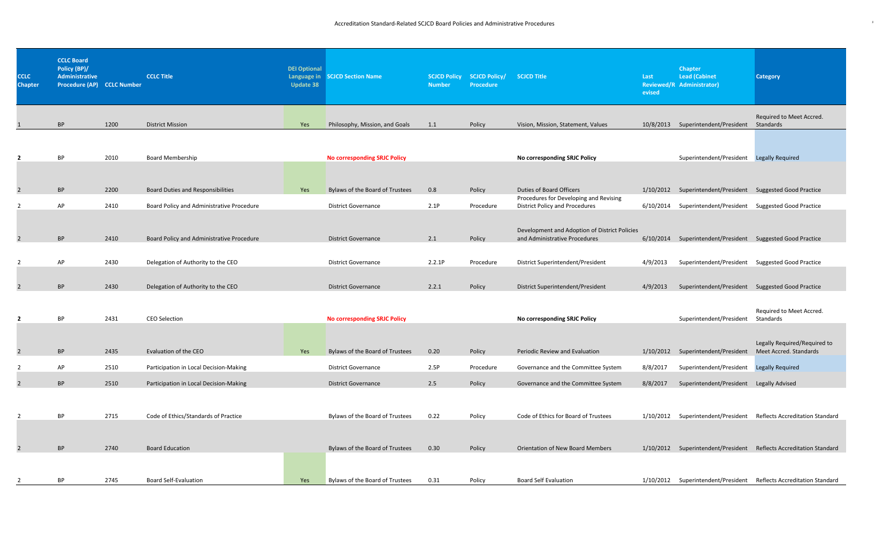# Accreditation Standard-Related SCJCD Board Policies and Administrative Procedures

| CCLC Chapter | CCLC Board Policy (BP)/ Administrative Procedure (AP) | CCLC Number | CCLC Title | DEI Optional Language in Update 38 | SCJCD Section Name | SCJCD Policy Number | SCJCD Policy/ Procedure | SCJCD Title | Last Reviewed/Revised | Chapter Lead (Cabinet Administrator) | Category |
|---|---|---|---|---|---|---|---|---|---|---|---|
| 1 | BP | 1200 | District Mission | Yes | Philosophy, Mission, and Goals | 1.1 | Policy | Vision, Mission, Statement, Values | 10/8/2013 | Superintendent/President | Required to Meet Accred. Standards |
| **2** | BP | 2010 | Board Membership | | **No corresponding SRJC Policy** | | | **No corresponding SRJC Policy** | | Superintendent/President | Legally Required |
| 2 | BP | 2200 | Board Duties and Responsibilities | Yes | Bylaws of the Board of Trustees | 0.8 | Policy | Duties of Board Officers | 1/10/2012 | Superintendent/President | Suggested Good Practice |
| 2 | AP | 2410 | Board Policy and Administrative Procedure | | District Governance | 2.1P | Procedure | Procedures for Developing and Revising District Policy and Procedures | 6/10/2014 | Superintendent/President | Suggested Good Practice |
| 2 | BP | 2410 | Board Policy and Administrative Procedure | | District Governance | 2.1 | Policy | Development and Adoption of District Policies and Administrative Procedures | 6/10/2014 | Superintendent/President | Suggested Good Practice |
| 2 | AP | 2430 | Delegation of Authority to the CEO | | District Governance | 2.2.1P | Procedure | District Superintendent/President | 4/9/2013 | Superintendent/President | Suggested Good Practice |
| 2 | BP | 2430 | Delegation of Authority to the CEO | | District Governance | 2.2.1 | Policy | District Superintendent/President | 4/9/2013 | Superintendent/President | Suggested Good Practice |
| **2** | BP | 2431 | CEO Selection | | **No corresponding SRJC Policy** | | | **No corresponding SRJC Policy** | | Superintendent/President | Required to Meet Accred. Standards |
| 2 | BP | 2435 | Evaluation of the CEO | Yes | Bylaws of the Board of Trustees | 0.20 | Policy | Periodic Review and Evaluation | 1/10/2012 | Superintendent/President | Legally Required/Required to Meet Accred. Standards |
| 2 | AP | 2510 | Participation in Local Decision-Making | | District Governance | 2.5P | Procedure | Governance and the Committee System | 8/8/2017 | Superintendent/President | Legally Required |
| 2 | BP | 2510 | Participation in Local Decision-Making | | District Governance | 2.5 | Policy | Governance and the Committee System | 8/8/2017 | Superintendent/President | Legally Advised |
| 2 | BP | 2715 | Code of Ethics/Standards of Practice | | Bylaws of the Board of Trustees | 0.22 | Policy | Code of Ethics for Board of Trustees | 1/10/2012 | Superintendent/President | Reflects Accreditation Standard |
| 2 | BP | 2740 | Board Education | | Bylaws of the Board of Trustees | 0.30 | Policy | Orientation of New Board Members | 1/10/2012 | Superintendent/President | Reflects Accreditation Standard |
| 2 | BP | 2745 | Board Self-Evaluation | Yes | Bylaws of the Board of Trustees | 0.31 | Policy | Board Self Evaluation | 1/10/2012 | Superintendent/President | Reflects Accreditation Standard |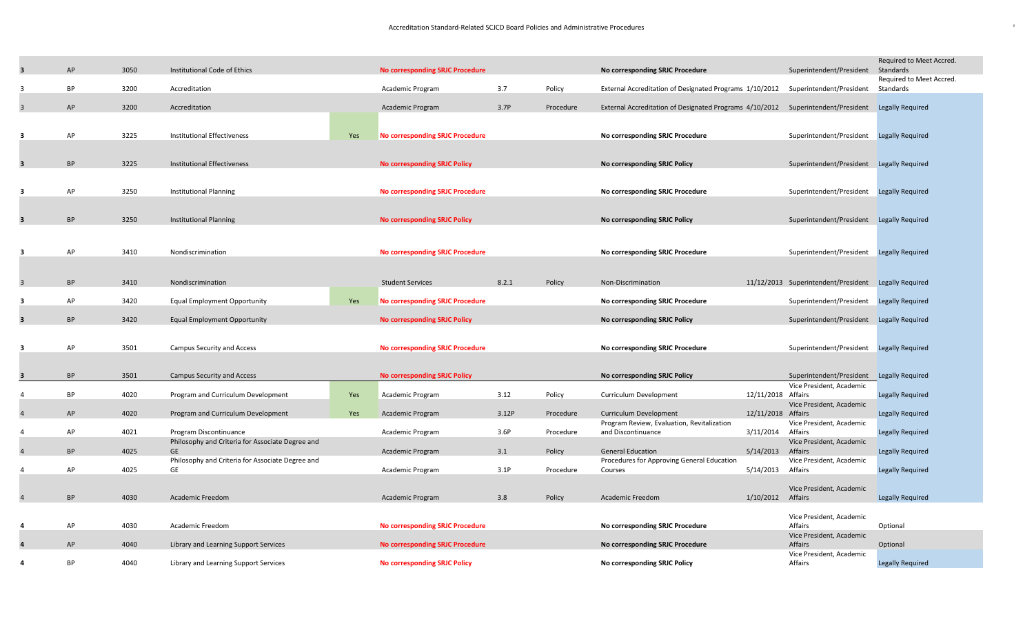Accreditation Standard-Related SCJCD Board Policies and Administrative Procedures

| | | | | | | | | | | | |
|---|---|---|---|---|---|---|---|---|---|---|---|
| **3** | AP | 3050 | Institutional Code of Ethics | | **No corresponding SRJC Procedure** | | | **No corresponding SRJC Procedure** | | Superintendent/President | Required to Meet Accred. Standards |
| 3 | BP | 3200 | Accreditation | | Academic Program | 3.7 | Policy | External Accreditation of Designated Programs | 1/10/2012 | Superintendent/President | Required to Meet Accred. Standards |
| 3 | AP | 3200 | Accreditation | | Academic Program | 3.7P | Procedure | External Accreditation of Designated Programs | 4/10/2012 | Superintendent/President | Legally Required |
| **3** | AP | 3225 | Institutional Effectiveness | Yes | **No corresponding SRJC Procedure** | | | **No corresponding SRJC Procedure** | | Superintendent/President | Legally Required |
| **3** | BP | 3225 | Institutional Effectiveness | | **No corresponding SRJC Policy** | | | **No corresponding SRJC Policy** | | Superintendent/President | Legally Required |
| **3** | AP | 3250 | Institutional Planning | | **No corresponding SRJC Procedure** | | | **No corresponding SRJC Procedure** | | Superintendent/President | Legally Required |
| **3** | BP | 3250 | Institutional Planning | | **No corresponding SRJC Policy** | | | **No corresponding SRJC Policy** | | Superintendent/President | Legally Required |
| **3** | AP | 3410 | Nondiscrimination | | **No corresponding SRJC Procedure** | | | **No corresponding SRJC Procedure** | | Superintendent/President | Legally Required |
| 3 | BP | 3410 | Nondiscrimination | | Student Services | 8.2.1 | Policy | Non-Discrimination | 11/12/2013 | Superintendent/President | Legally Required |
| **3** | AP | 3420 | Equal Employment Opportunity | Yes | **No corresponding SRJC Procedure** | | | **No corresponding SRJC Procedure** | | Superintendent/President | Legally Required |
| **3** | BP | 3420 | Equal Employment Opportunity | | **No corresponding SRJC Policy** | | | **No corresponding SRJC Policy** | | Superintendent/President | Legally Required |
| **3** | AP | 3501 | Campus Security and Access | | **No corresponding SRJC Procedure** | | | **No corresponding SRJC Procedure** | | Superintendent/President | Legally Required |
| **3** | BP | 3501 | Campus Security and Access | | **No corresponding SRJC Policy** | | | **No corresponding SRJC Policy** | | Superintendent/President | Legally Required |
| 4 | BP | 4020 | Program and Curriculum Development | Yes | Academic Program | 3.12 | Policy | Curriculum Development | 12/11/2018 | Vice President, Academic Affairs | Legally Required |
| 4 | AP | 4020 | Program and Curriculum Development | Yes | Academic Program | 3.12P | Procedure | Curriculum Development | 12/11/2018 | Vice President, Academic Affairs | Legally Required |
| 4 | AP | 4021 | Program Discontinuance | | Academic Program | 3.6P | Procedure | Program Review, Evaluation, Revitalization and Discontinuance | 3/11/2014 | Vice President, Academic Affairs | Legally Required |
| 4 | BP | 4025 | Philosophy and Criteria for Associate Degree and GE | | Academic Program | 3.1 | Policy | General Education | 5/14/2013 | Vice President, Academic Affairs | Legally Required |
| 4 | AP | 4025 | Philosophy and Criteria for Associate Degree and GE | | Academic Program | 3.1P | Procedure | Procedures for Approving General Education Courses | 5/14/2013 | Vice President, Academic Affairs | Legally Required |
| 4 | BP | 4030 | Academic Freedom | | Academic Program | 3.8 | Policy | Academic Freedom | 1/10/2012 | Vice President, Academic Affairs | Legally Required |
| **4** | AP | 4030 | Academic Freedom | | **No corresponding SRJC Procedure** | | | **No corresponding SRJC Procedure** | | Vice President, Academic Affairs | Optional |
| **4** | AP | 4040 | Library and Learning Support Services | | **No corresponding SRJC Procedure** | | | **No corresponding SRJC Procedure** | | Vice President, Academic Affairs | Optional |
| **4** | BP | 4040 | Library and Learning Support Services | | **No corresponding SRJC Policy** | | | **No corresponding SRJC Policy** | | Vice President, Academic Affairs | Legally Required |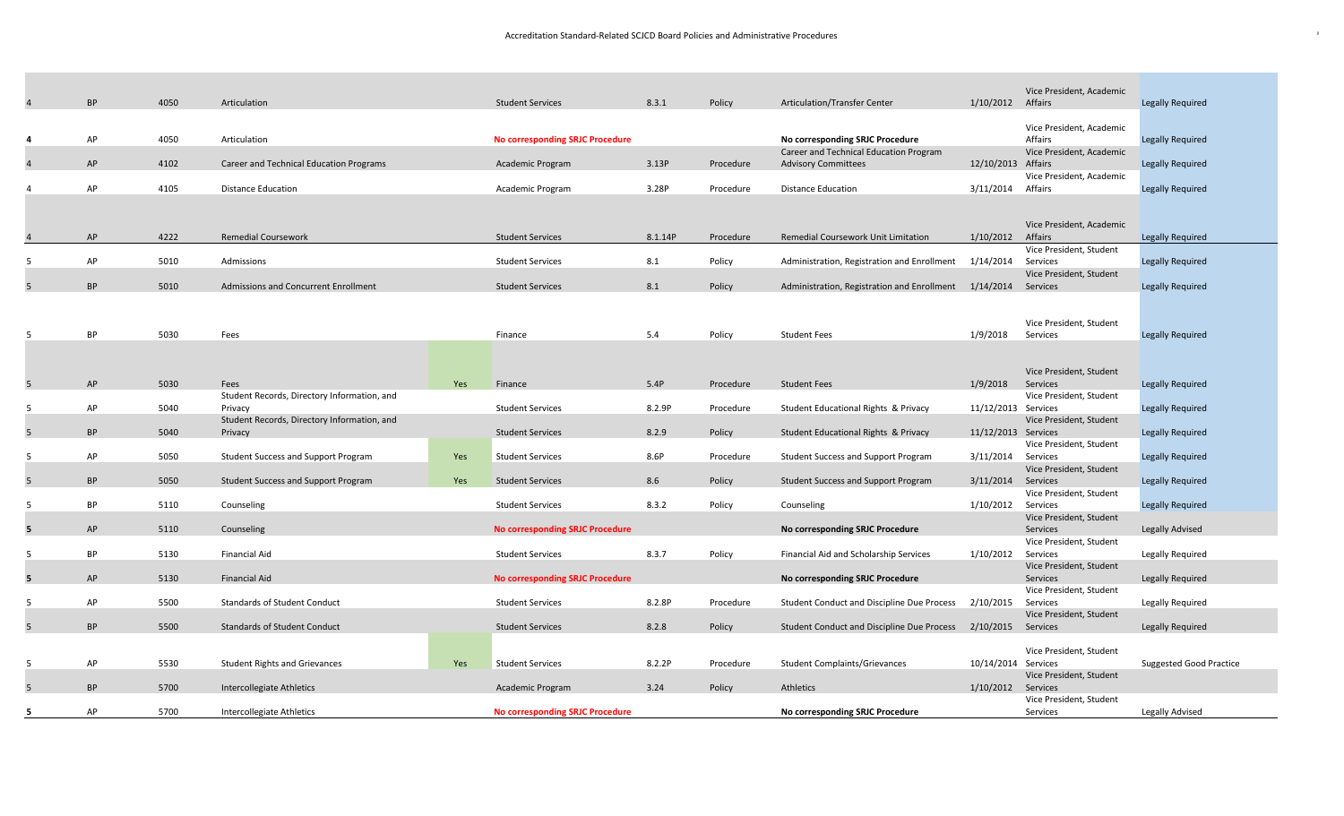Accreditation Standard-Related SCJCD Board Policies and Administrative Procedures

| | | | | | | | | | | | |
|---|---|---|---|---|---|---|---|---|---|---|---|
| 4 | BP | 4050 | Articulation | | Student Services | 8.3.1 | Policy | Articulation/Transfer Center | 1/10/2012 | Vice President, Academic Affairs | Legally Required |
| **4** | AP | 4050 | Articulation | | **No corresponding SRJC Procedure** | | | **No corresponding SRJC Procedure** | | Vice President, Academic Affairs | Legally Required |
| 4 | AP | 4102 | Career and Technical Education Programs | | Academic Program | 3.13P | Procedure | Career and Technical Education Program Advisory Committees | 12/10/2013 | Vice President, Academic Affairs | Legally Required |
| 4 | AP | 4105 | Distance Education | | Academic Program | 3.28P | Procedure | Distance Education | 3/11/2014 | Vice President, Academic Affairs | Legally Required |
| 4 | AP | 4222 | Remedial Coursework | | Student Services | 8.1.14P | Procedure | Remedial Coursework Unit Limitation | 1/10/2012 | Vice President, Academic Affairs | Legally Required |
| 5 | AP | 5010 | Admissions | | Student Services | 8.1 | Policy | Administration, Registration and Enrollment | 1/14/2014 | Vice President, Student Services | Legally Required |
| 5 | BP | 5010 | Admissions and Concurrent Enrollment | | Student Services | 8.1 | Policy | Administration, Registration and Enrollment | 1/14/2014 | Vice President, Student Services | Legally Required |
| 5 | BP | 5030 | Fees | | Finance | 5.4 | Policy | Student Fees | 1/9/2018 | Vice President, Student Services | Legally Required |
| 5 | AP | 5030 | Fees | Yes | Finance | 5.4P | Procedure | Student Fees | 1/9/2018 | Vice President, Student Services | Legally Required |
| 5 | AP | 5040 | Student Records, Directory Information, and Privacy | | Student Services | 8.2.9P | Procedure | Student Educational Rights & Privacy | 11/12/2013 | Vice President, Student Services | Legally Required |
| 5 | BP | 5040 | Student Records, Directory Information, and Privacy | | Student Services | 8.2.9 | Policy | Student Educational Rights & Privacy | 11/12/2013 | Vice President, Student Services | Legally Required |
| 5 | AP | 5050 | Student Success and Support Program | Yes | Student Services | 8.6P | Procedure | Student Success and Support Program | 3/11/2014 | Vice President, Student Services | Legally Required |
| 5 | BP | 5050 | Student Success and Support Program | Yes | Student Services | 8.6 | Policy | Student Success and Support Program | 3/11/2014 | Vice President, Student Services | Legally Required |
| 5 | BP | 5110 | Counseling | | Student Services | 8.3.2 | Policy | Counseling | 1/10/2012 | Vice President, Student Services | Legally Required |
| **5** | AP | 5110 | Counseling | | **No corresponding SRJC Procedure** | | | **No corresponding SRJC Procedure** | | Vice President, Student Services | Legally Advised |
| 5 | BP | 5130 | Financial Aid | | Student Services | 8.3.7 | Policy | Financial Aid and Scholarship Services | 1/10/2012 | Vice President, Student Services | Legally Required |
| **5** | AP | 5130 | Financial Aid | | **No corresponding SRJC Procedure** | | | **No corresponding SRJC Procedure** | | Vice President, Student Services | Legally Required |
| 5 | AP | 5500 | Standards of Student Conduct | | Student Services | 8.2.8P | Procedure | Student Conduct and Discipline Due Process | 2/10/2015 | Vice President, Student Services | Legally Required |
| 5 | BP | 5500 | Standards of Student Conduct | | Student Services | 8.2.8 | Policy | Student Conduct and Discipline Due Process | 2/10/2015 | Vice President, Student Services | Legally Required |
| 5 | AP | 5530 | Student Rights and Grievances | Yes | Student Services | 8.2.2P | Procedure | Student Complaints/Grievances | 10/14/2014 | Vice President, Student Services | Suggested Good Practice |
| 5 | BP | 5700 | Intercollegiate Athletics | | Academic Program | 3.24 | Policy | Athletics | 1/10/2012 | Vice President, Student Services | |
| **5** | AP | 5700 | Intercollegiate Athletics | | **No corresponding SRJC Procedure** | | | **No corresponding SRJC Procedure** | | Vice President, Student Services | Legally Advised |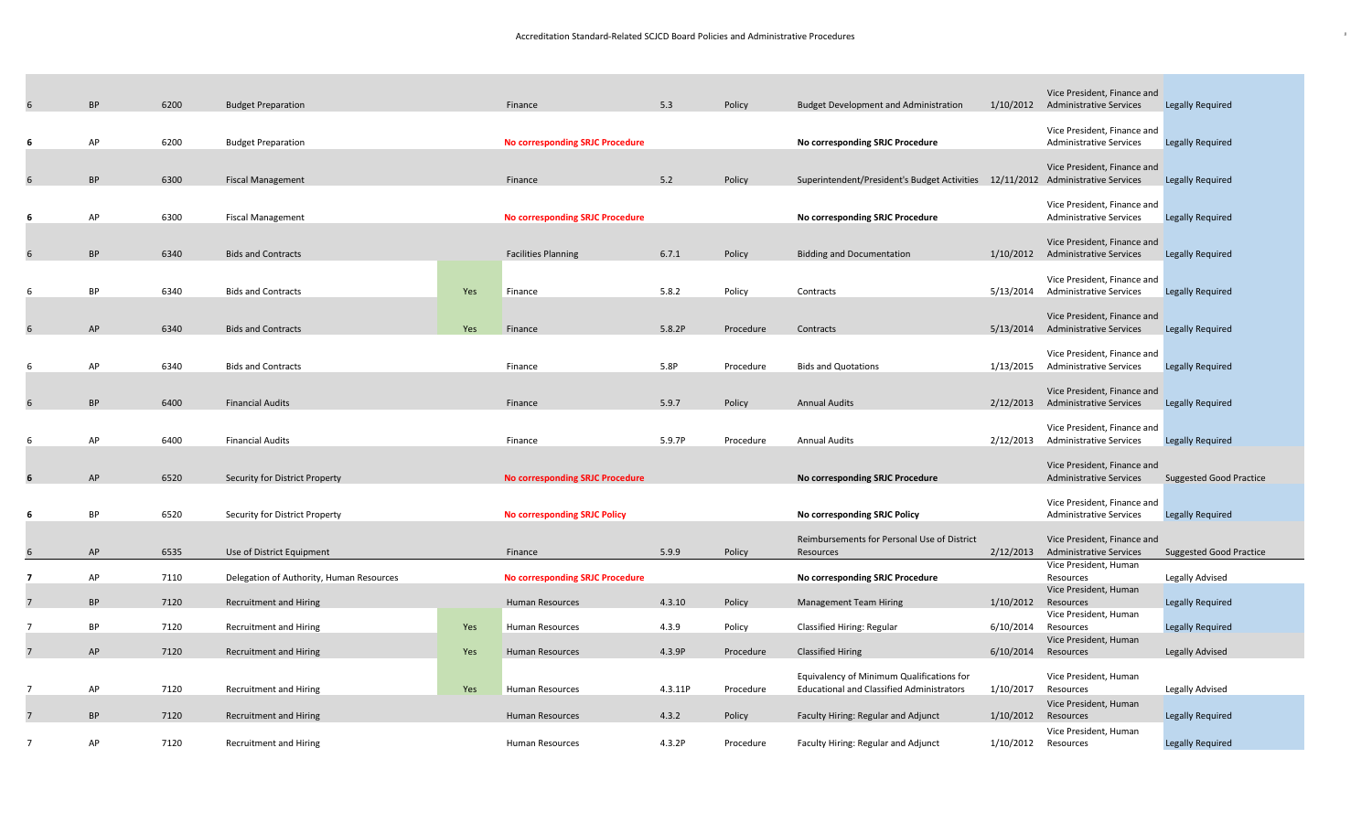Accreditation Standard-Related SCJCD Board Policies and Administrative Procedures

| | | | | | | | | | | | |
|---|---|---|---|---|---|---|---|---|---|---|---|
| 6 | BP | 6200 | Budget Preparation | | Finance | 5.3 | Policy | Budget Development and Administration | 1/10/2012 | Vice President, Finance and Administrative Services | Legally Required |
| **6** | AP | 6200 | Budget Preparation | | **No corresponding SRJC Procedure** | | | **No corresponding SRJC Procedure** | | Vice President, Finance and Administrative Services | Legally Required |
| 6 | BP | 6300 | Fiscal Management | | Finance | 5.2 | Policy | Superintendent/President's Budget Activities | 12/11/2012 | Vice President, Finance and Administrative Services | Legally Required |
| **6** | AP | 6300 | Fiscal Management | | **No corresponding SRJC Procedure** | | | **No corresponding SRJC Procedure** | | Vice President, Finance and Administrative Services | Legally Required |
| 6 | BP | 6340 | Bids and Contracts | | Facilities Planning | 6.7.1 | Policy | Bidding and Documentation | 1/10/2012 | Vice President, Finance and Administrative Services | Legally Required |
| 6 | BP | 6340 | Bids and Contracts | Yes | Finance | 5.8.2 | Policy | Contracts | 5/13/2014 | Vice President, Finance and Administrative Services | Legally Required |
| 6 | AP | 6340 | Bids and Contracts | Yes | Finance | 5.8.2P | Procedure | Contracts | 5/13/2014 | Vice President, Finance and Administrative Services | Legally Required |
| 6 | AP | 6340 | Bids and Contracts | | Finance | 5.8P | Procedure | Bids and Quotations | 1/13/2015 | Vice President, Finance and Administrative Services | Legally Required |
| 6 | BP | 6400 | Financial Audits | | Finance | 5.9.7 | Policy | Annual Audits | 2/12/2013 | Vice President, Finance and Administrative Services | Legally Required |
| 6 | AP | 6400 | Financial Audits | | Finance | 5.9.7P | Procedure | Annual Audits | 2/12/2013 | Vice President, Finance and Administrative Services | Legally Required |
| **6** | AP | 6520 | Security for District Property | | **No corresponding SRJC Procedure** | | | **No corresponding SRJC Procedure** | | Vice President, Finance and Administrative Services | Suggested Good Practice |
| **6** | BP | 6520 | Security for District Property | | **No corresponding SRJC Policy** | | | **No corresponding SRJC Policy** | | Vice President, Finance and Administrative Services | Legally Required |
| 6 | AP | 6535 | Use of District Equipment | | Finance | 5.9.9 | Policy | Reimbursements for Personal Use of District Resources | 2/12/2013 | Vice President, Finance and Administrative Services | Suggested Good Practice |
| **7** | AP | 7110 | Delegation of Authority, Human Resources | | **No corresponding SRJC Procedure** | | | **No corresponding SRJC Procedure** | | Vice President, Human Resources | Legally Advised |
| 7 | BP | 7120 | Recruitment and Hiring | | Human Resources | 4.3.10 | Policy | Management Team Hiring | 1/10/2012 | Vice President, Human Resources | Legally Required |
| 7 | BP | 7120 | Recruitment and Hiring | Yes | Human Resources | 4.3.9 | Policy | Classified Hiring: Regular | 6/10/2014 | Vice President, Human Resources | Legally Required |
| 7 | AP | 7120 | Recruitment and Hiring | Yes | Human Resources | 4.3.9P | Procedure | Classified Hiring | 6/10/2014 | Vice President, Human Resources | Legally Advised |
| 7 | AP | 7120 | Recruitment and Hiring | Yes | Human Resources | 4.3.11P | Procedure | Equivalency of Minimum Qualifications for Educational and Classified Administrators | 1/10/2017 | Vice President, Human Resources | Legally Advised |
| 7 | BP | 7120 | Recruitment and Hiring | | Human Resources | 4.3.2 | Policy | Faculty Hiring: Regular and Adjunct | 1/10/2012 | Vice President, Human Resources | Legally Required |
| 7 | AP | 7120 | Recruitment and Hiring | | Human Resources | 4.3.2P | Procedure | Faculty Hiring: Regular and Adjunct | 1/10/2012 | Vice President, Human Resources | Legally Required |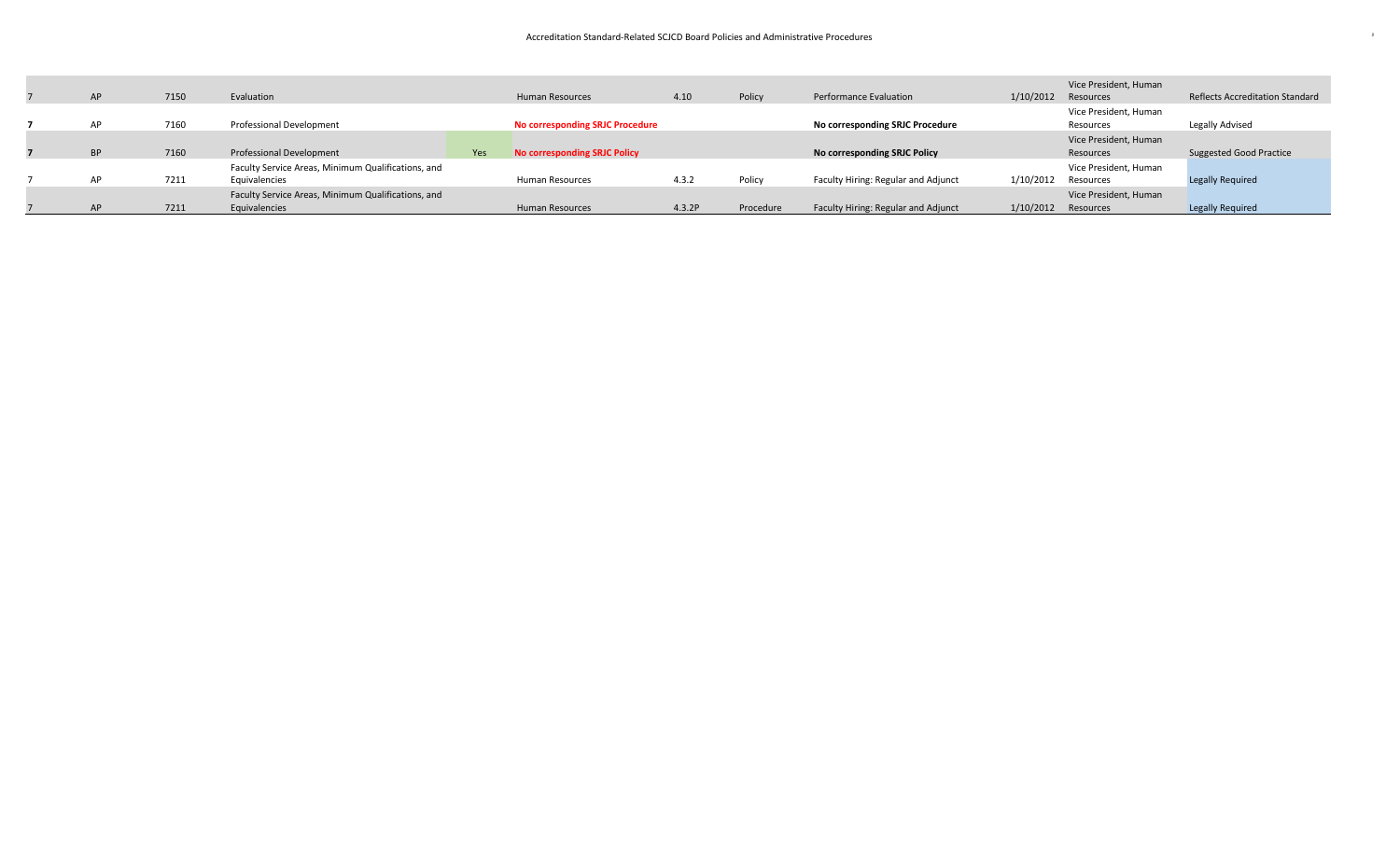| | | | | | | | | | | | |
|---|---|---|---|---|---|---|---|---|---|---|---|
| 7 | AP | 7150 | Evaluation | | Human Resources | 4.10 | Policy | Performance Evaluation | 1/10/2012 | Vice President, Human Resources | Reflects Accreditation Standard |
| **7** | AP | 7160 | Professional Development | | **No corresponding SRJC Procedure** | | | **No corresponding SRJC Procedure** | | Vice President, Human Resources | Legally Advised |
| **7** | BP | 7160 | Professional Development | Yes | **No corresponding SRJC Policy** | | | **No corresponding SRJC Policy** | | Vice President, Human Resources | Suggested Good Practice |
| 7 | AP | 7211 | Faculty Service Areas, Minimum Qualifications, and Equivalencies | | Human Resources | 4.3.2 | Policy | Faculty Hiring: Regular and Adjunct | 1/10/2012 | Vice President, Human Resources | Legally Required |
| 7 | AP | 7211 | Faculty Service Areas, Minimum Qualifications, and Equivalencies | | Human Resources | 4.3.2P | Procedure | Faculty Hiring: Regular and Adjunct | 1/10/2012 | Vice President, Human Resources | Legally Required |